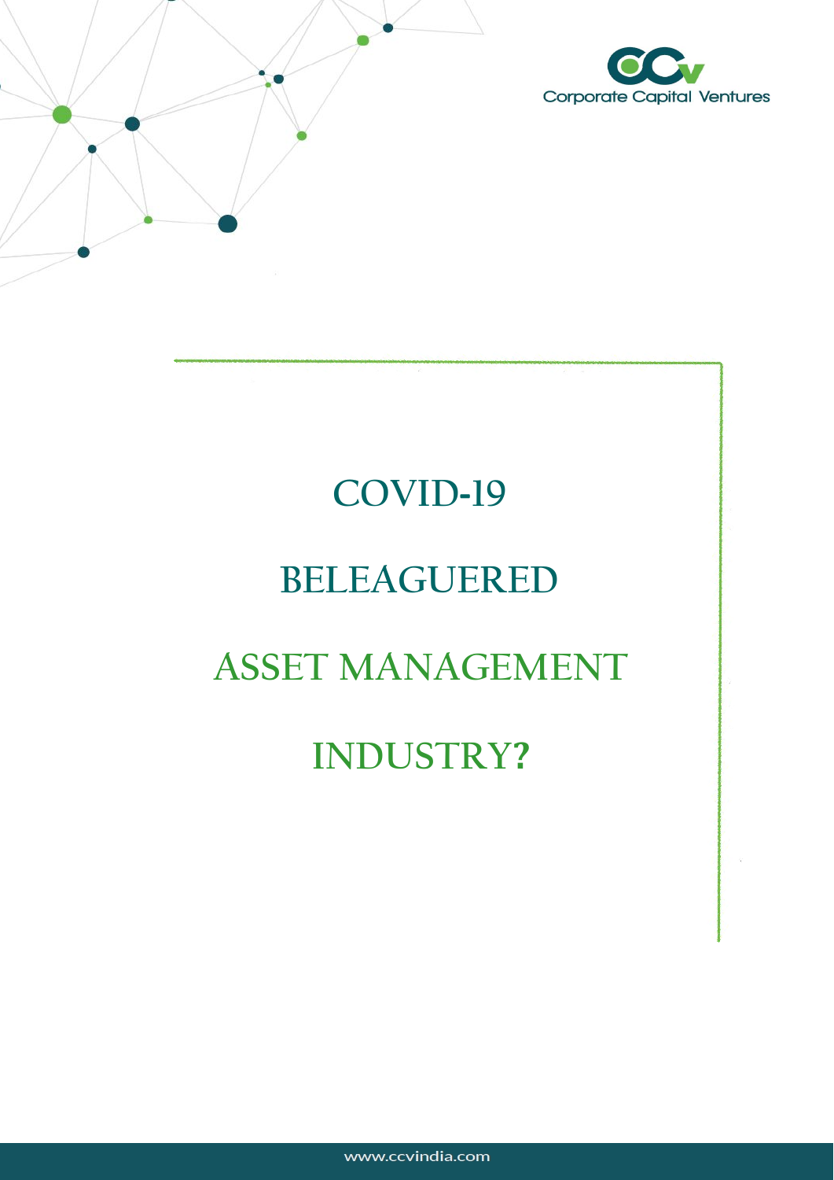Corporate Capital Ventures

# COVID-19 BELEAGUERED ASSET MANAGEMENT INDUSTRY?

www.ccvindia.com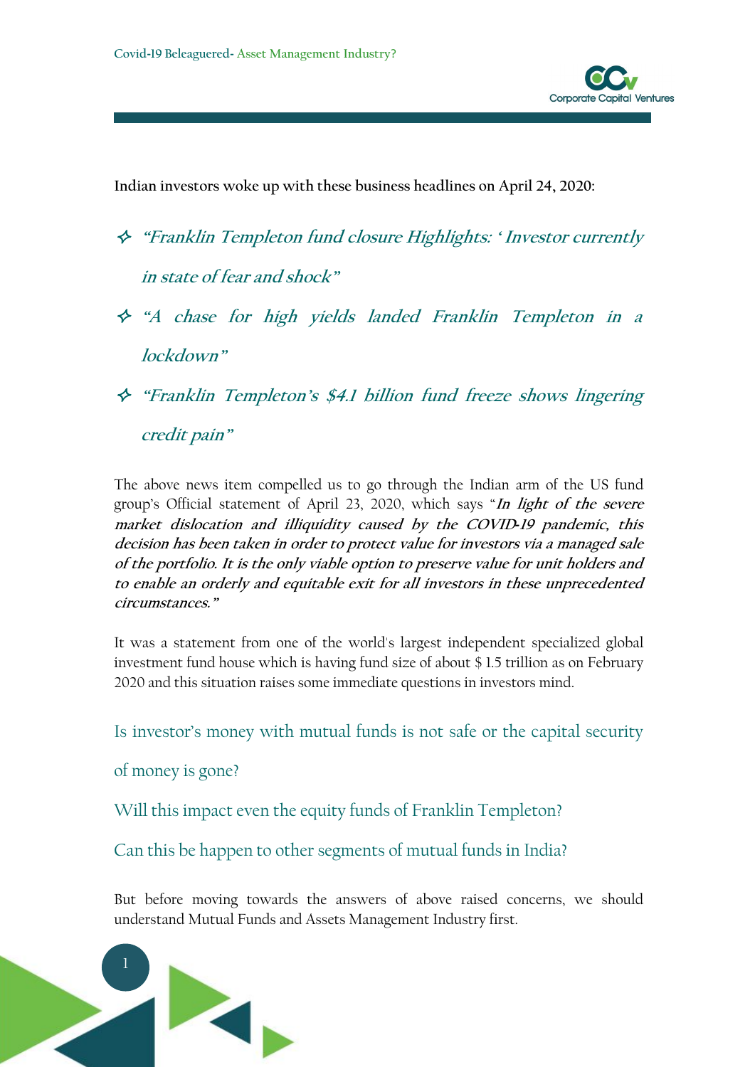**Indian investors woke up with these business headlines on April 24, 2020:**

- ***"Franklin Templeton fund closure Highlights: ' Investor currently in state of fear and shock"***
- ***"A chase for high yields landed Franklin Templeton in a lockdown"***
- ***"Franklin Templeton's $4.1 billion fund freeze shows lingering credit pain"***

The above news item compelled us to go through the Indian arm of the US fund group's Official statement of April 23, 2020, which says "***In light of the severe market dislocation and illiquidity caused by the COVID-19 pandemic, this decision has been taken in order to protect value for investors via a managed sale of the portfolio. It is the only viable option to preserve value for unit holders and to enable an orderly and equitable exit for all investors in these unprecedented circumstances."***

It was a statement from one of the world's largest independent specialized global investment fund house which is having fund size of about $ 1.5 trillion as on February 2020 and this situation raises some immediate questions in investors mind.

Is investor's money with mutual funds is not safe or the capital security of money is gone?

Will this impact even the equity funds of Franklin Templeton?

Can this be happen to other segments of mutual funds in India?

But before moving towards the answers of above raised concerns, we should understand Mutual Funds and Assets Management Industry first.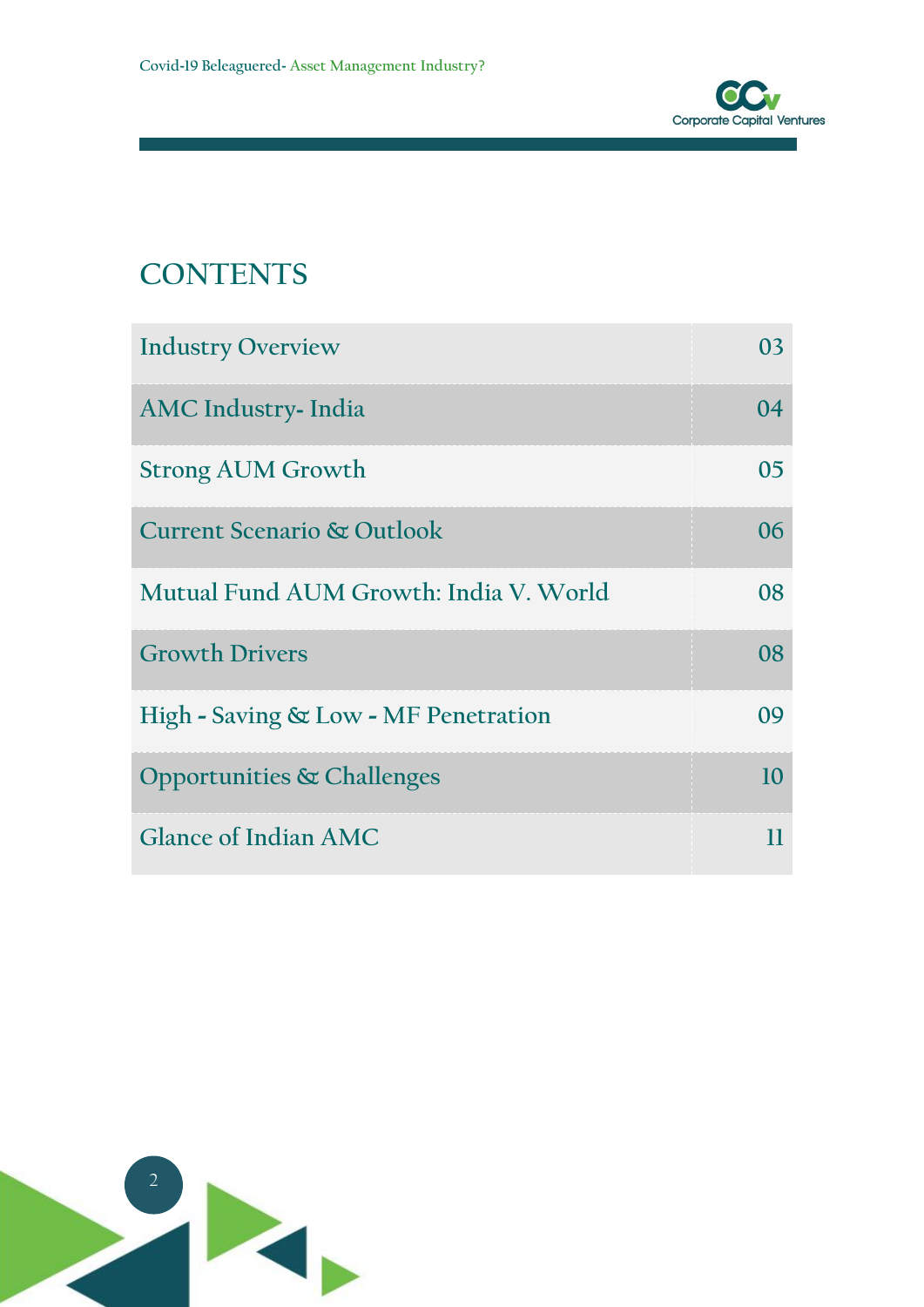# CONTENTS

| | |
|---|---|
| Industry Overview | 03 |
| AMC Industry- India | 04 |
| Strong AUM Growth | 05 |
| Current Scenario & Outlook | 06 |
| Mutual Fund AUM Growth: India V. World | 08 |
| Growth Drivers | 08 |
| High - Saving & Low - MF Penetration | 09 |
| Opportunities & Challenges | 10 |
| Glance of Indian AMC | 11 |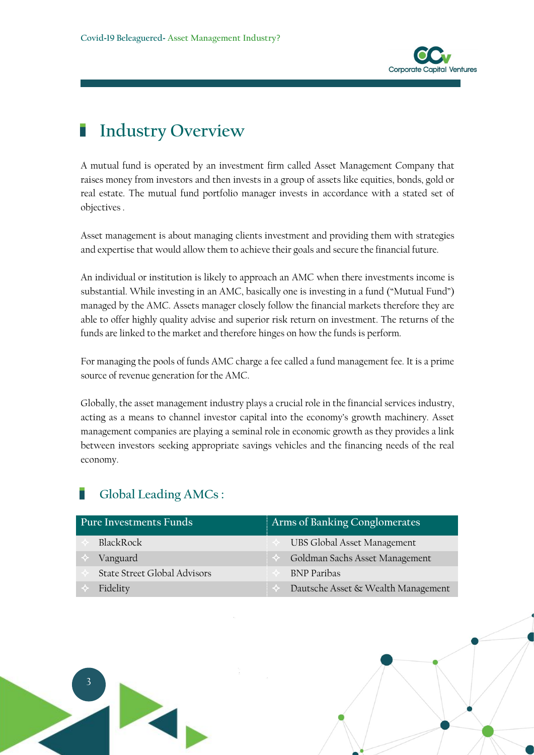## Industry Overview

A mutual fund is operated by an investment firm called Asset Management Company that raises money from investors and then invests in a group of assets like equities, bonds, gold or real estate. The mutual fund portfolio manager invests in accordance with a stated set of objectives .

Asset management is about managing clients investment and providing them with strategies and expertise that would allow them to achieve their goals and secure the financial future.

An individual or institution is likely to approach an AMC when there investments income is substantial. While investing in an AMC, basically one is investing in a fund ("Mutual Fund") managed by the AMC. Assets manager closely follow the financial markets therefore they are able to offer highly quality advise and superior risk return on investment. The returns of the funds are linked to the market and therefore hinges on how the funds is perform.

For managing the pools of funds AMC charge a fee called a fund management fee. It is a prime source of revenue generation for the AMC.

Globally, the asset management industry plays a crucial role in the financial services industry, acting as a means to channel investor capital into the economy's growth machinery. Asset management companies are playing a seminal role in economic growth as they provides a link between investors seeking appropriate savings vehicles and the financing needs of the real economy.

### Global Leading AMCs :

| Pure Investments Funds | Arms of Banking Conglomerates |
|---|---|
| BlackRock | UBS Global Asset Management |
| Vanguard | Goldman Sachs Asset Management |
| State Street Global Advisors | BNP Paribas |
| Fidelity | Dautsche Asset & Wealth Management |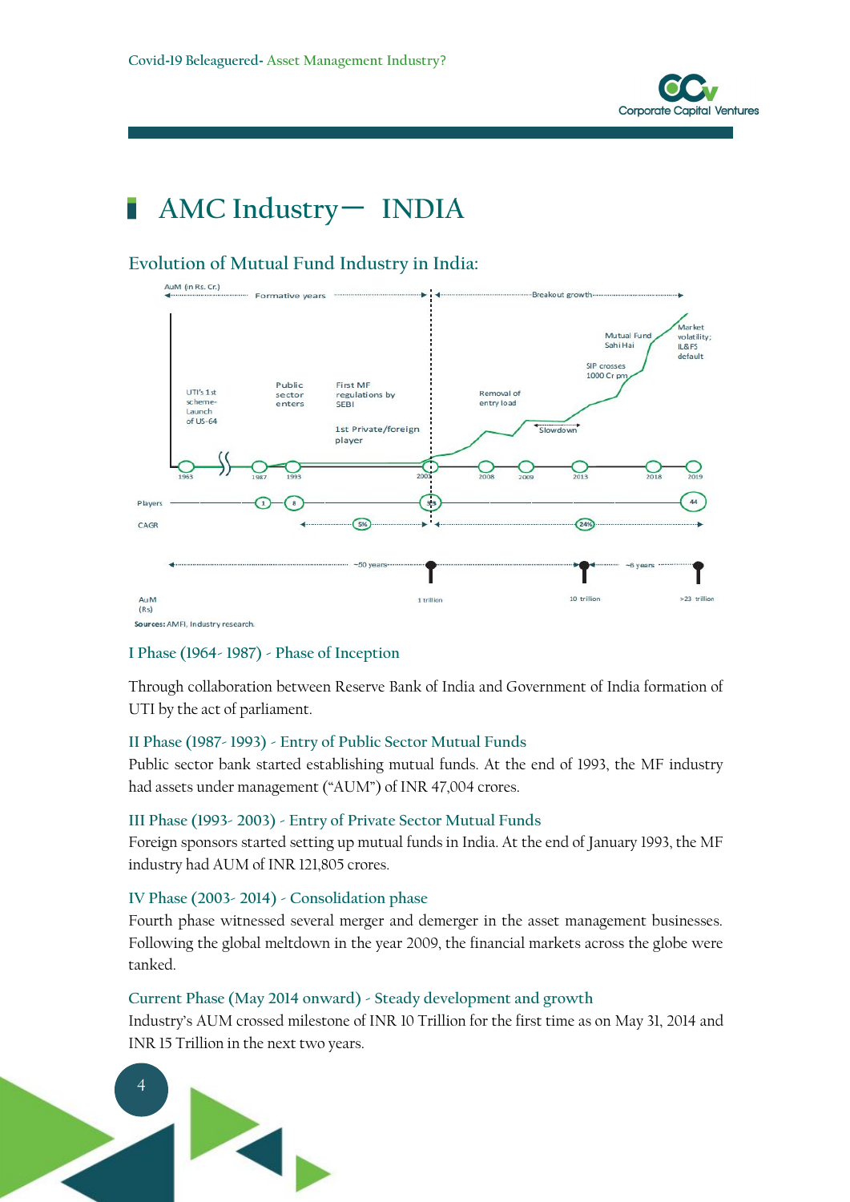# AMC Industry— INDIA

## Evolution of Mutual Fund Industry in India:

AuM (in Rs. Cr.)

Formative years | Breakout growth

UTI's 1st scheme- Launch of US-64

Public sector enters

First MF regulations by SEBI

1st Private/foreign player

Removal of entry load

Slowdown

SIP crosses 1000 Cr pm

Mutual Fund Sahi Hai

Market volatility; IL&FS default

1963 | 1987 | 1993 | 2003 | 2008 | 2009 | 2013 | 2018 | 2019

Players: 1, 8, 33, 44

CAGR: 5%, 24%

~50 years | ~6 years

AuM (Rs): 1 trillion, 10 trillion, >23 trillion

**Sources:** AMFI, Industry research.

### I Phase (1964- 1987) - Phase of Inception

Through collaboration between Reserve Bank of India and Government of India formation of UTI by the act of parliament.

### II Phase (1987- 1993) - Entry of Public Sector Mutual Funds

Public sector bank started establishing mutual funds. At the end of 1993, the MF industry had assets under management ("AUM") of INR 47,004 crores.

### III Phase (1993- 2003) - Entry of Private Sector Mutual Funds

Foreign sponsors started setting up mutual funds in India. At the end of January 1993, the MF industry had AUM of INR 121,805 crores.

### IV Phase (2003- 2014) - Consolidation phase

Fourth phase witnessed several merger and demerger in the asset management businesses. Following the global meltdown in the year 2009, the financial markets across the globe were tanked.

### Current Phase (May 2014 onward) - Steady development and growth

Industry's AUM crossed milestone of INR 10 Trillion for the first time as on May 31, 2014 and INR 15 Trillion in the next two years.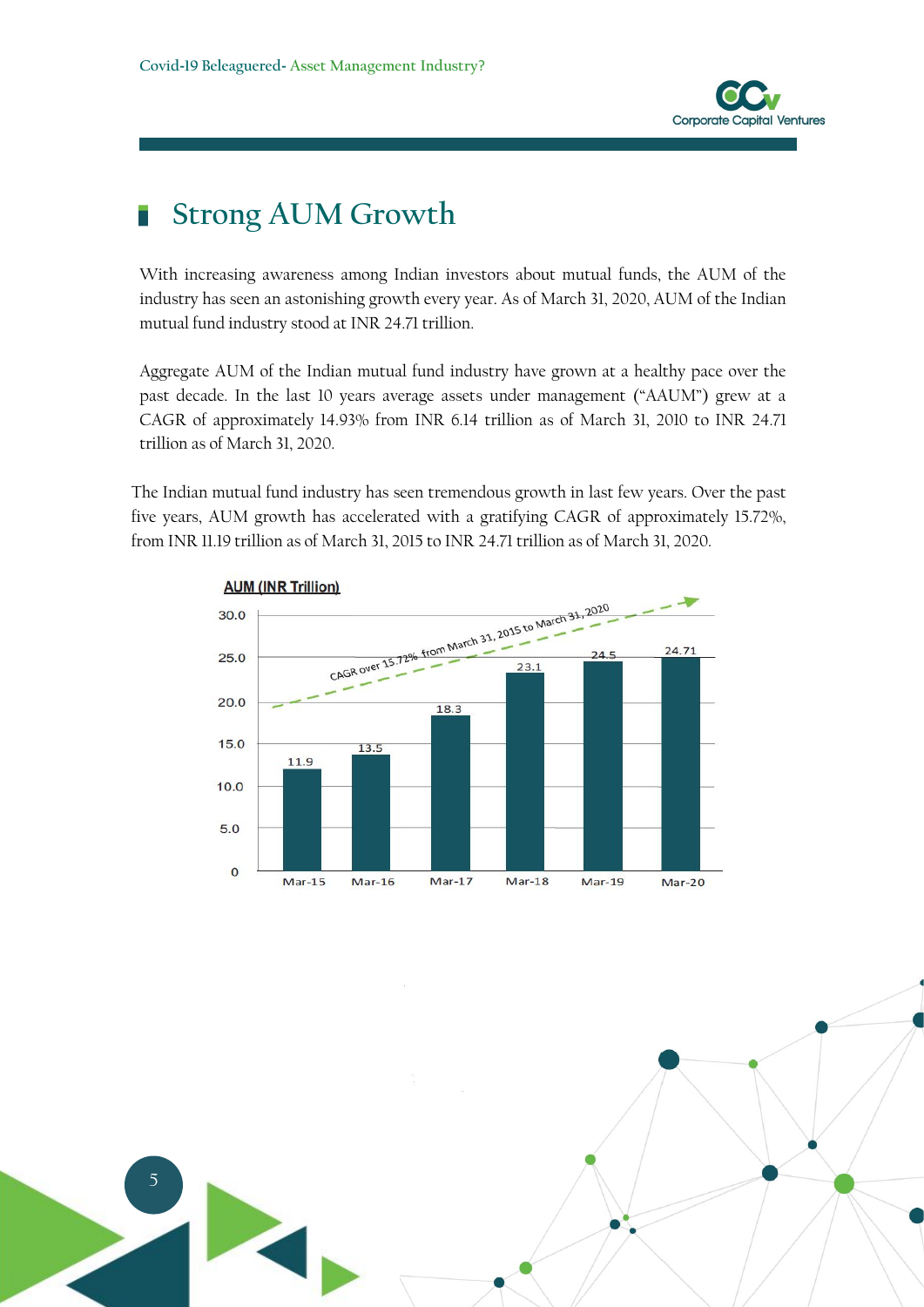## Strong AUM Growth

With increasing awareness among Indian investors about mutual funds, the AUM of the industry has seen an astonishing growth every year. As of March 31, 2020, AUM of the Indian mutual fund industry stood at INR 24.71 trillion.

Aggregate AUM of the Indian mutual fund industry have grown at a healthy pace over the past decade. In the last 10 years average assets under management ("AAUM") grew at a CAGR of approximately 14.93% from INR 6.14 trillion as of March 31, 2010 to INR 24.71 trillion as of March 31, 2020.

The Indian mutual fund industry has seen tremendous growth in last few years. Over the past five years, AUM growth has accelerated with a gratifying CAGR of approximately 15.72%, from INR 11.19 trillion as of March 31, 2015 to INR 24.71 trillion as of March 31, 2020.

**AUM (INR Trillion)**

CAGR over 15.72% from March 31, 2015 to March 31, 2020

| Period | AUM (INR Trillion) |
|---|---|
| Mar-15 | 11.9 |
| Mar-16 | 13.5 |
| Mar-17 | 18.3 |
| Mar-18 | 23.1 |
| Mar-19 | 24.5 |
| Mar-20 | 24.71 |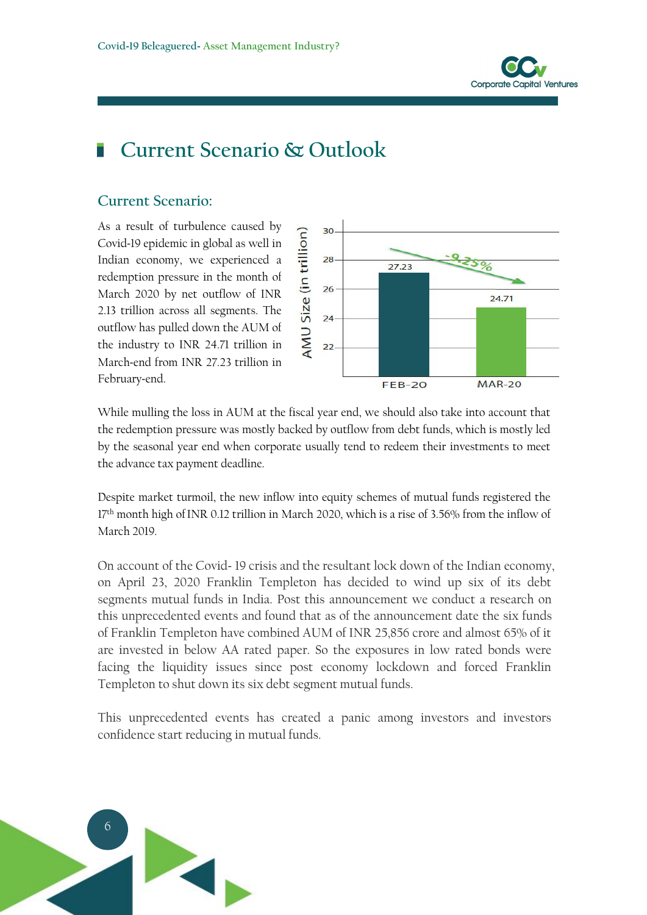# Current Scenario & Outlook

## Current Scenario:

As a result of turbulence caused by Covid-19 epidemic in global as well in Indian economy, we experienced a redemption pressure in the month of March 2020 by net outflow of INR 2.13 trillion across all segments. The outflow has pulled down the AUM of the industry to INR 24.71 trillion in March-end from INR 27.23 trillion in February-end.

While mulling the loss in AUM at the fiscal year end, we should also take into account that the redemption pressure was mostly backed by outflow from debt funds, which is mostly led by the seasonal year end when corporate usually tend to redeem their investments to meet the advance tax payment deadline.

Despite market turmoil, the new inflow into equity schemes of mutual funds registered the 17th month high of INR 0.12 trillion in March 2020, which is a rise of 3.56% from the inflow of March 2019.

On account of the Covid- 19 crisis and the resultant lock down of the Indian economy, on April 23, 2020 Franklin Templeton has decided to wind up six of its debt segments mutual funds in India. Post this announcement we conduct a research on this unprecedented events and found that as of the announcement date the six funds of Franklin Templeton have combined AUM of INR 25,856 crore and almost 65% of it are invested in below AA rated paper. So the exposures in low rated bonds were facing the liquidity issues since post economy lockdown and forced Franklin Templeton to shut down its six debt segment mutual funds.

This unprecedented events has created a panic among investors and investors confidence start reducing in mutual funds.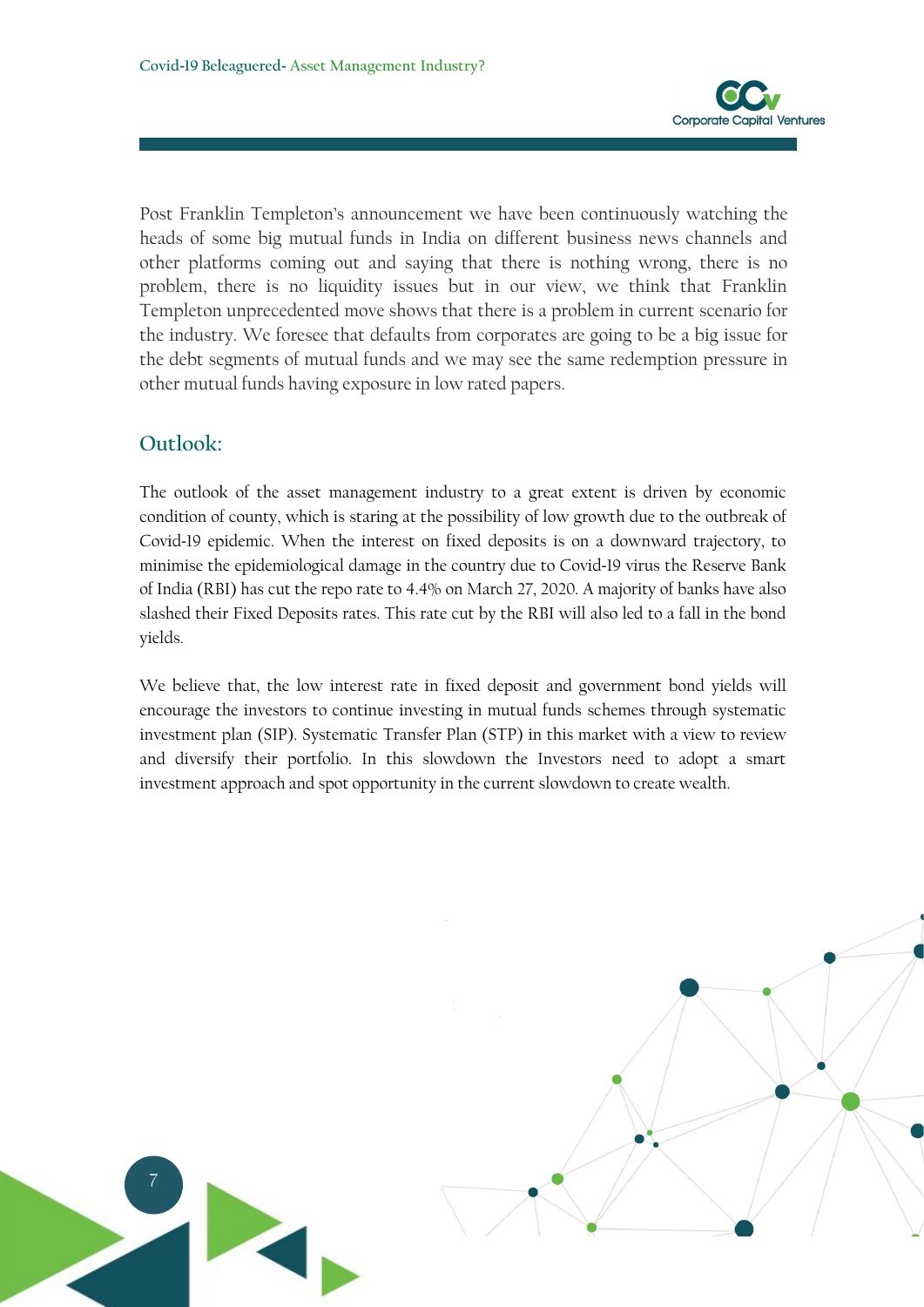Post Franklin Templeton's announcement we have been continuously watching the heads of some big mutual funds in India on different business news channels and other platforms coming out and saying that there is nothing wrong, there is no problem, there is no liquidity issues but in our view, we think that Franklin Templeton unprecedented move shows that there is a problem in current scenario for the industry. We foresee that defaults from corporates are going to be a big issue for the debt segments of mutual funds and we may see the same redemption pressure in other mutual funds having exposure in low rated papers.

## Outlook:

The outlook of the asset management industry to a great extent is driven by economic condition of county, which is staring at the possibility of low growth due to the outbreak of Covid-19 epidemic. When the interest on fixed deposits is on a downward trajectory, to minimise the epidemiological damage in the country due to Covid-19 virus the Reserve Bank of India (RBI) has cut the repo rate to 4.4% on March 27, 2020. A majority of banks have also slashed their Fixed Deposits rates. This rate cut by the RBI will also led to a fall in the bond yields.

We believe that, the low interest rate in fixed deposit and government bond yields will encourage the investors to continue investing in mutual funds schemes through systematic investment plan (SIP). Systematic Transfer Plan (STP) in this market with a view to review and diversify their portfolio. In this slowdown the Investors need to adopt a smart investment approach and spot opportunity in the current slowdown to create wealth.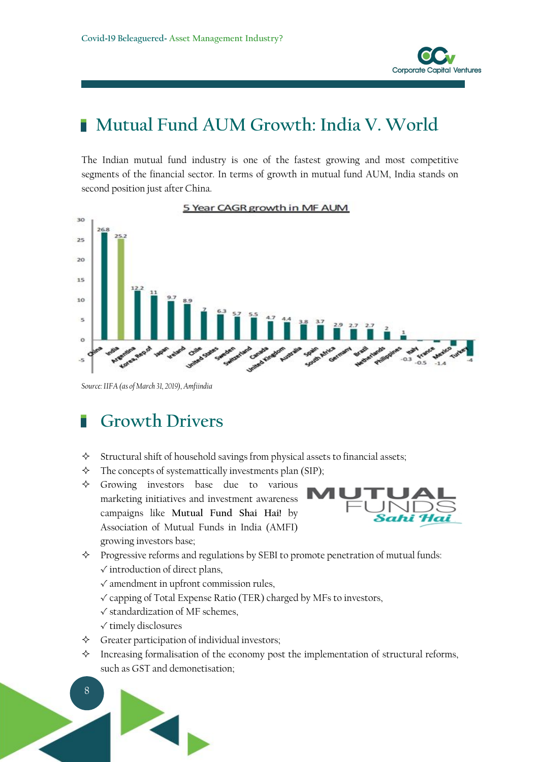## Mutual Fund AUM Growth: India V. World

The Indian mutual fund industry is one of the fastest growing and most competitive segments of the financial sector. In terms of growth in mutual fund AUM, India stands on second position just after China.

5 Year CAGR growth in MF AUM

| Country | 5 Year CAGR growth in MF AUM |
|---|---|
| China | 26.8 |
| India | 25.2 |
| Argentina | 12.2 |
| Korea, Rep.of | 11 |
| Japan | 9.7 |
| Ireland | 8.9 |
| Chile | 7 |
| United States | 6.3 |
| Sweden | 5.7 |
| Switzerland | 5.5 |
| Canada | 4.7 |
| United Kingdom | 4.4 |
| Australia | 3.8 |
| Spain | 3.7 |
| South Africa | 2.9 |
| Germany | 2.7 |
| Brazil | 2.7 |
| Netherlands | 2 |
| Philippines | 1 |
| Italy | -0.3 |
| France | -0.5 |
| Mexico | -1.4 |
| Turkey | -4 |

*Source: IIFA (as of March 31, 2019), Amfiindia*

## Growth Drivers

- ✧ Structural shift of household savings from physical assets to financial assets;
- ✧ The concepts of systemattically investments plan (SIP);
- ✧ Growing investors base due to various marketing initiatives and investment awareness campaigns like **Mutual Fund Shai Hai!** by Association of Mutual Funds in India (AMFI) growing investors base;
- ✧ Progressive reforms and regulations by SEBI to promote penetration of mutual funds:
  - ✓ introduction of direct plans,
  - ✓ amendment in upfront commission rules,
  - ✓ capping of Total Expense Ratio (TER) charged by MFs to investors,
  - ✓ standardization of MF schemes,
  - ✓ timely disclosures
- ✧ Greater participation of individual investors;
- ✧ Increasing formalisation of the economy post the implementation of structural reforms, such as GST and demonetisation;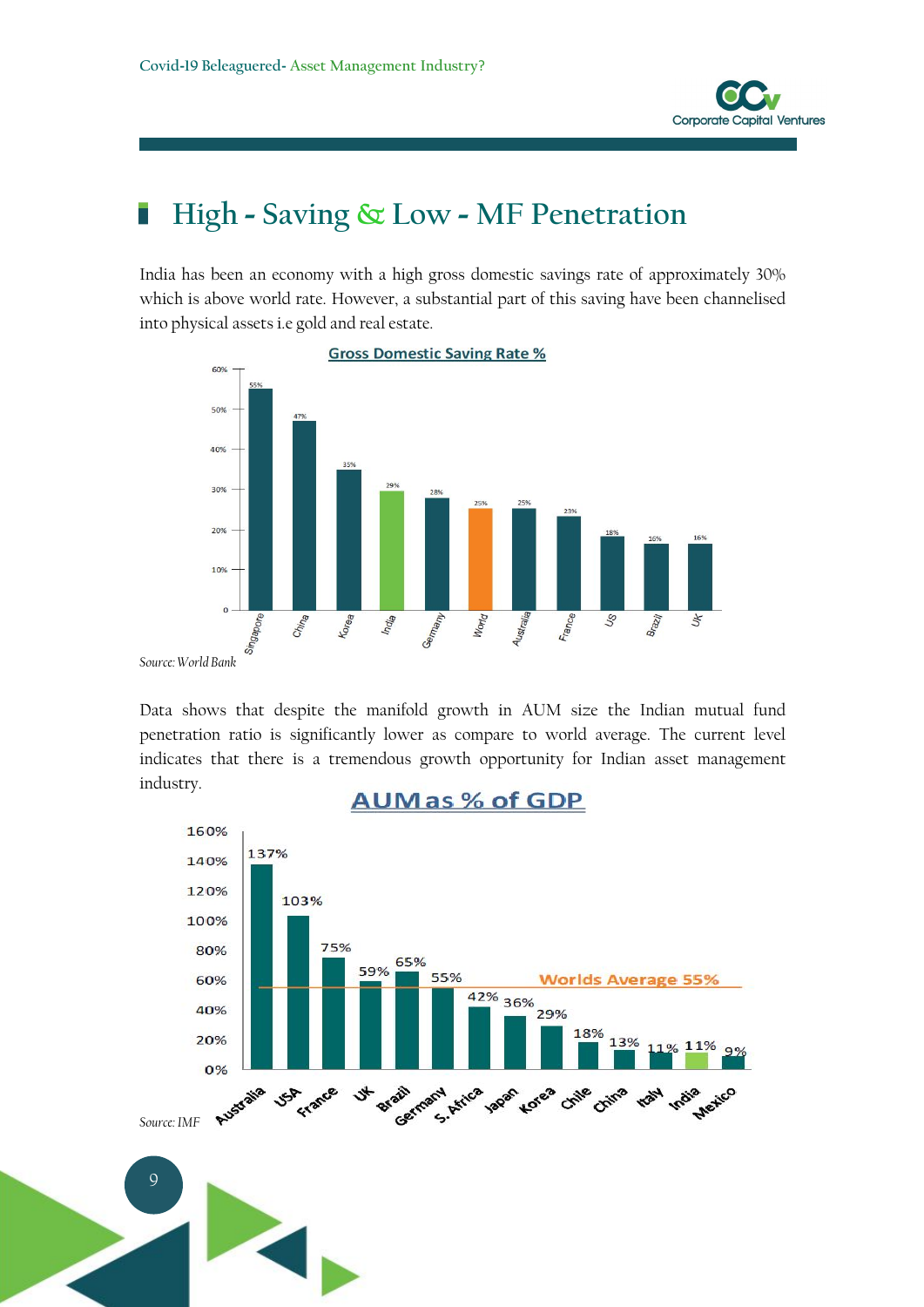## High - Saving & Low - MF Penetration

India has been an economy with a high gross domestic savings rate of approximately 30% which is above world rate. However, a substantial part of this saving have been channelised into physical assets i.e gold and real estate.

**Gross Domestic Saving Rate %**

| Country | Rate |
|---|---|
| Singapore | 55% |
| China | 47% |
| Korea | 35% |
| India | 29% |
| Germany | 28% |
| World | 25% |
| Australia | 25% |
| France | 23% |
| US | 18% |
| Brazil | 16% |
| UK | 16% |

*Source: World Bank*

Data shows that despite the manifold growth in AUM size the Indian mutual fund penetration ratio is significantly lower as compare to world average. The current level indicates that there is a tremendous growth opportunity for Indian asset management industry.

**AUM as % of GDP**

| Country | AUM as % of GDP |
|---|---|
| Australia | 137% |
| USA | 103% |
| France | 75% |
| UK | 59% |
| Brazil | 65% |
| Germany | 55% |
| S.Africa | 42% |
| Japan | 36% |
| Korea | 29% |
| Chile | 18% |
| China | 13% |
| Italy | 11% |
| India | 11% |
| Mexico | 9% |

Worlds Average 55%

*Source: IMF*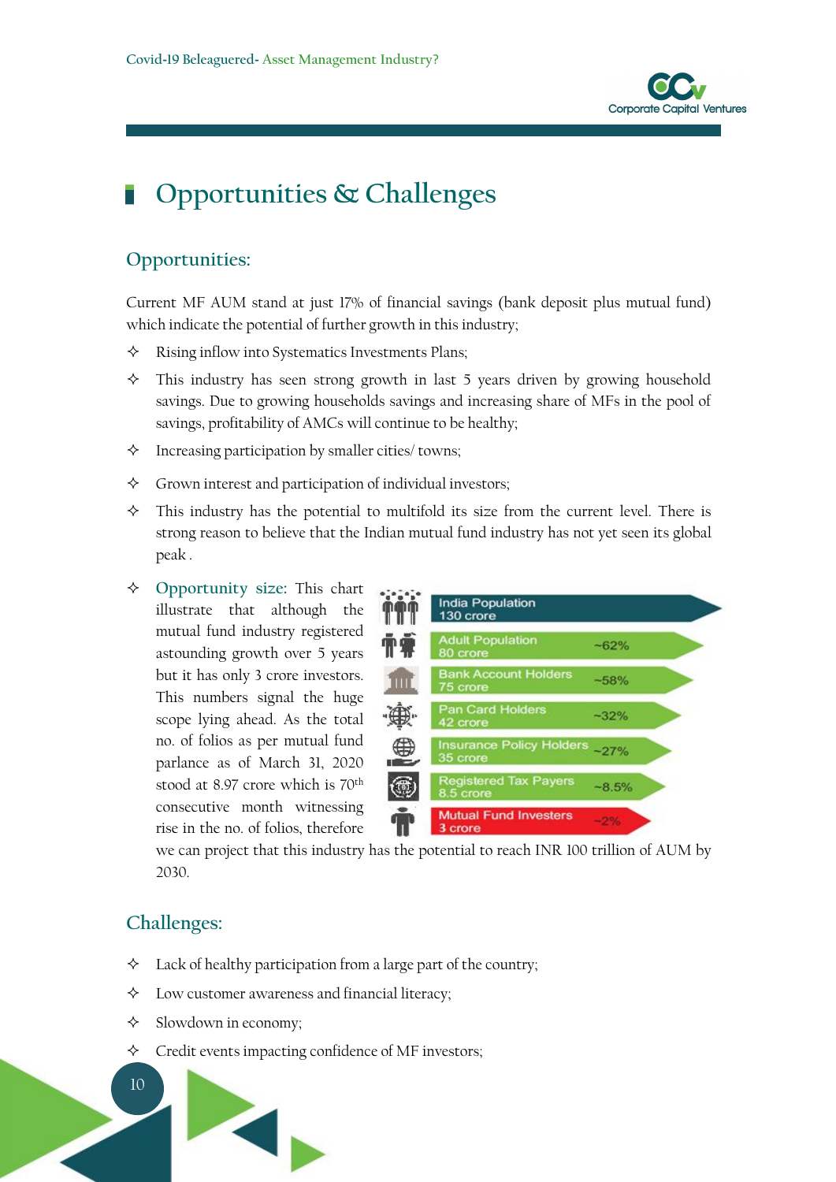# Opportunities & Challenges

## Opportunities:

Current MF AUM stand at just 17% of financial savings (bank deposit plus mutual fund) which indicate the potential of further growth in this industry;

- Rising inflow into Systematics Investments Plans;
- This industry has seen strong growth in last 5 years driven by growing household savings. Due to growing households savings and increasing share of MFs in the pool of savings, profitability of AMCs will continue to be healthy;
- Increasing participation by smaller cities/ towns;
- Grown interest and participation of individual investors;
- This industry has the potential to multifold its size from the current level. There is strong reason to believe that the Indian mutual fund industry has not yet seen its global peak .
- Opportunity size: This chart illustrate that although the mutual fund industry registered astounding growth over 5 years but it has only 3 crore investors. This numbers signal the huge scope lying ahead. As the total no. of folios as per mutual fund parlance as of March 31, 2020 stood at 8.97 crore which is 70th consecutive month witnessing rise in the no. of folios, therefore we can project that this industry has the potential to reach INR 100 trillion of AUM by 2030.

| Category | Number | Share |
|---|---|---|
| India Population | 130 crore | |
| Adult Population | 80 crore | ~62% |
| Bank Account Holders | 75 crore | ~58% |
| Pan Card Holders | 42 crore | ~32% |
| Insurance Policy Holders | 35 crore | ~27% |
| Registered Tax Payers | 8.5 crore | ~8.5% |
| Mutual Fund Investers | 3 crore | ~2% |

## Challenges:

- Lack of healthy participation from a large part of the country;
- Low customer awareness and financial literacy;
- Slowdown in economy;
- Credit events impacting confidence of MF investors;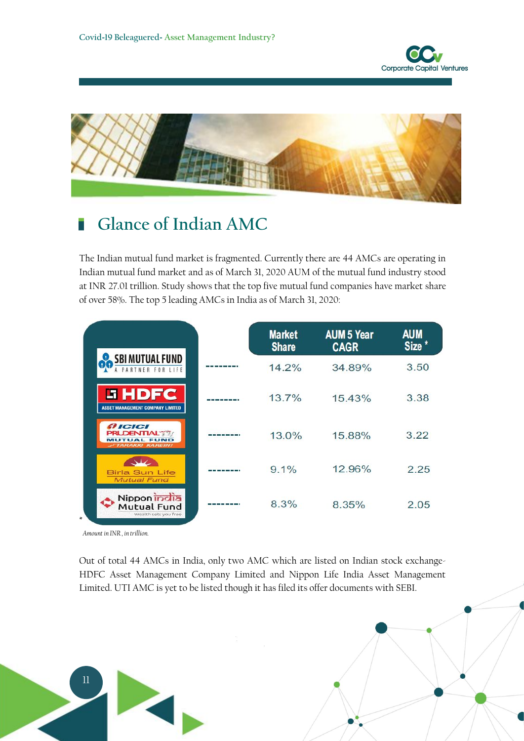## Glance of Indian AMC

The Indian mutual fund market is fragmented. Currently there are 44 AMCs are operating in Indian mutual fund market and as of March 31, 2020 AUM of the mutual fund industry stood at INR 27.01 trillion. Study shows that the top five mutual fund companies have market share of over 58%. The top 5 leading AMCs in India as of March 31, 2020:

| AMC | Market Share | AUM 5 Year CAGR | AUM Size * |
|---|---|---|---|
| SBI Mutual Fund | 14.2% | 34.89% | 3.50 |
| HDFC Asset Management Company Limited | 13.7% | 15.43% | 3.38 |
| ICICI Prudential Mutual Fund | 13.0% | 15.88% | 3.22 |
| Birla Sun Life Mutual Fund | 9.1% | 12.96% | 2.25 |
| Nippon India Mutual Fund | 8.3% | 8.35% | 2.05 |

\* *Amount in INR, in trillion.*

Out of total 44 AMCs in India, only two AMC which are listed on Indian stock exchange- HDFC Asset Management Company Limited and Nippon Life India Asset Management Limited. UTI AMC is yet to be listed though it has filed its offer documents with SEBI.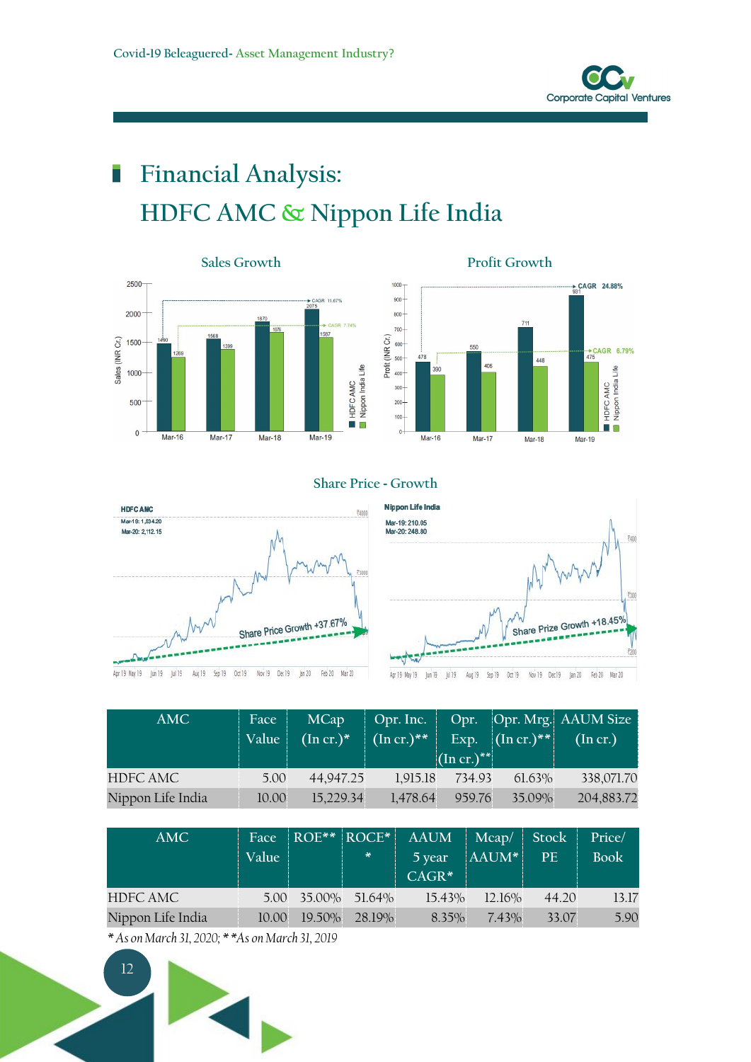# Financial Analysis: HDFC AMC & Nippon Life India

### Sales Growth

### Profit Growth

### Share Price - Growth

| AMC | Face Value | MCap (In cr.)* | Opr. Inc. (In cr.)** | Opr. Exp. (In cr.)** | Opr. Mrg. (In cr.)** | AAUM Size (In cr.) |
|---|---|---|---|---|---|---|
| HDFC AMC | 5.00 | 44,947.25 | 1,915.18 | 734.93 | 61.63% | 338,071.70 |
| Nippon Life India | 10.00 | 15,229.34 | 1,478.64 | 959.76 | 35.09% | 204,883.72 |

| AMC | Face Value | ROE** | ROCE** | AAUM 5 year CAGR* | Mcap/ AAUM* | Stock PE | Price/ Book |
|---|---|---|---|---|---|---|---|
| HDFC AMC | 5.00 | 35.00% | 51.64% | 15.43% | 12.16% | 44.20 | 13.17 |
| Nippon Life India | 10.00 | 19.50% | 28.19% | 8.35% | 7.43% | 33.07 | 5.90 |

*\* As on March 31, 2020; \*\*As on March 31, 2019*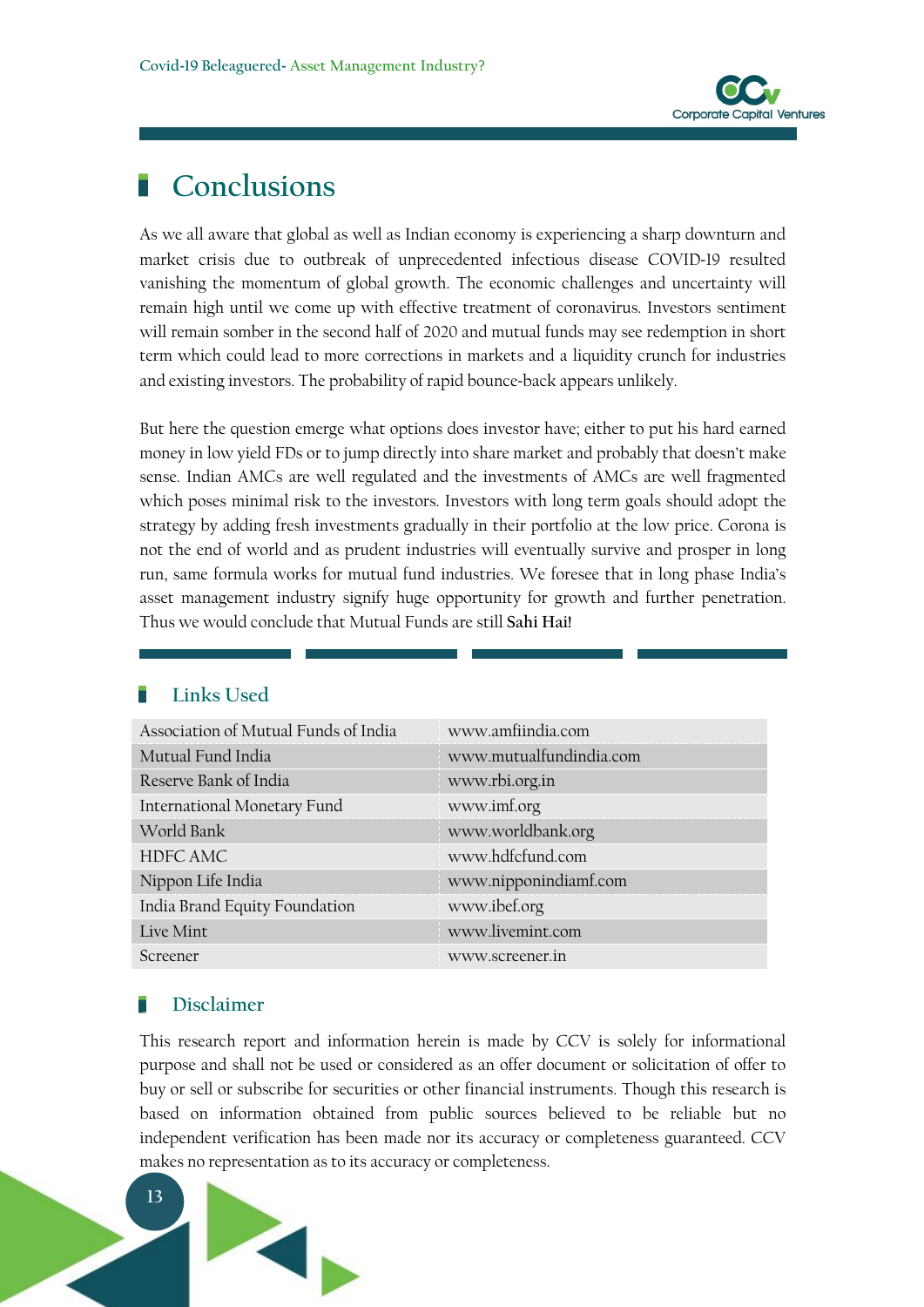## Conclusions

As we all aware that global as well as Indian economy is experiencing a sharp downturn and market crisis due to outbreak of unprecedented infectious disease COVID-19 resulted vanishing the momentum of global growth. The economic challenges and uncertainty will remain high until we come up with effective treatment of coronavirus. Investors sentiment will remain somber in the second half of 2020 and mutual funds may see redemption in short term which could lead to more corrections in markets and a liquidity crunch for industries and existing investors. The probability of rapid bounce-back appears unlikely.

But here the question emerge what options does investor have; either to put his hard earned money in low yield FDs or to jump directly into share market and probably that doesn't make sense. Indian AMCs are well regulated and the investments of AMCs are well fragmented which poses minimal risk to the investors. Investors with long term goals should adopt the strategy by adding fresh investments gradually in their portfolio at the low price. Corona is not the end of world and as prudent industries will eventually survive and prosper in long run, same formula works for mutual fund industries. We foresee that in long phase India's asset management industry signify huge opportunity for growth and further penetration. Thus we would conclude that Mutual Funds are still **Sahi Hai!**

### Links Used

| | |
|---|---|
| Association of Mutual Funds of India | www.amfiindia.com |
| Mutual Fund India | www.mutualfundindia.com |
| Reserve Bank of India | www.rbi.org.in |
| International Monetary Fund | www.imf.org |
| World Bank | www.worldbank.org |
| HDFC AMC | www.hdfcfund.com |
| Nippon Life India | www.nipponindiamf.com |
| India Brand Equity Foundation | www.ibef.org |
| Live Mint | www.livemint.com |
| Screener | www.screener.in |

### Disclaimer

This research report and information herein is made by CCV is solely for informational purpose and shall not be used or considered as an offer document or solicitation of offer to buy or sell or subscribe for securities or other financial instruments. Though this research is based on information obtained from public sources believed to be reliable but no independent verification has been made nor its accuracy or completeness guaranteed. CCV makes no representation as to its accuracy or completeness.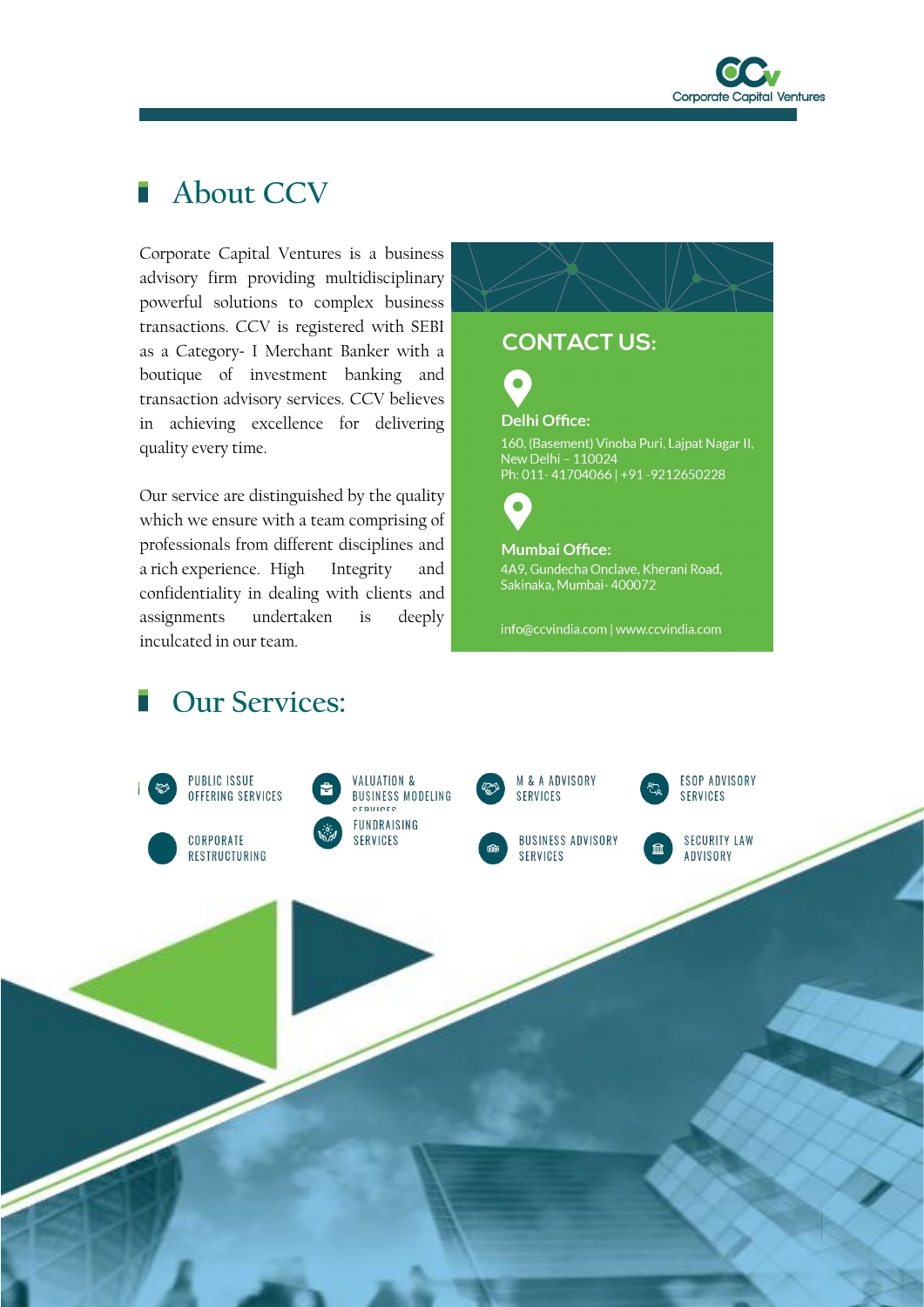Corporate Capital Ventures

## About CCV

Corporate Capital Ventures is a business advisory firm providing multidisciplinary powerful solutions to complex business transactions. CCV is registered with SEBI as a Category- I Merchant Banker with a boutique of investment banking and transaction advisory services. CCV believes in achieving excellence for delivering quality every time.

Our service are distinguished by the quality which we ensure with a team comprising of professionals from different disciplines and a rich experience. High Integrity and confidentiality in dealing with clients and assignments undertaken is deeply inculcated in our team.

### CONTACT US:

**Delhi Office:**
160, (Basement) Vinoba Puri, Lajpat Nagar II,
New Delhi – 110024
Ph: 011- 41704066 | +91 -9212650228

**Mumbai Office:**
4A9, Gundecha Onclave, Kherani Road,
Sakinaka, Mumbai- 400072

info@ccvindia.com | www.ccvindia.com

## Our Services:

- PUBLIC ISSUE OFFERING SERVICES
- VALUATION & BUSINESS MODELING SERVICES
- M & A ADVISORY SERVICES
- ESOP ADVISORY SERVICES
- CORPORATE RESTRUCTURING
- FUNDRAISING SERVICES
- BUSINESS ADVISORY SERVICES
- SECURITY LAW ADVISORY